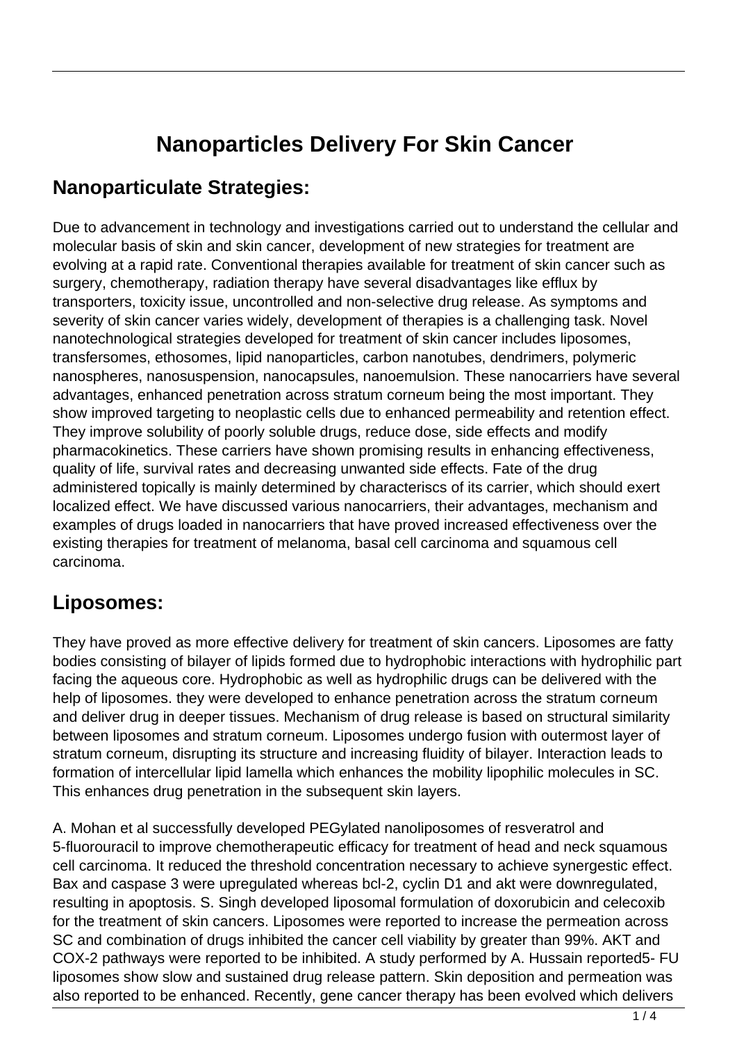# Nanoparticles Delivery For Skin Cancer

## Nanoparticulate Strategies:

Due to advancement in technology and investigations carried out to understand the cellular and molecular basis of skin and skin cancer, development of new strategies for treatment are evolving at a rapid rate. Conventional therapies available for treatment of skin cancer such as surgery, chemotherapy, radiation therapy have several disadvantages like efflux by transporters, toxicity issue, uncontrolled and non-selective drug release. As symptoms and severity of skin cancer varies widely, development of therapies is a challenging task. Novel nanotechnological strategies developed for treatment of skin cancer includes liposomes, transfersomes, ethosomes, lipid nanoparticles, carbon nanotubes, dendrimers, polymeric nanospheres, nanosuspension, nanocapsules, nanoemulsion. These nanocarriers have several advantages, enhanced penetration across stratum corneum being the most important. They show improved targeting to neoplastic cells due to enhanced permeability and retention effect. They improve solubility of poorly soluble drugs, reduce dose, side effects and modify pharmacokinetics. These carriers have shown promising results in enhancing effectiveness, quality of life, survival rates and decreasing unwanted side effects. Fate of the drug administered topically is mainly determined by characteriscs of its carrier, which should exert localized effect. We have discussed various nanocarriers, their advantages, mechanism and examples of drugs loaded in nanocarriers that have proved increased effectiveness over the existing therapies for treatment of melanoma, basal cell carcinoma and squamous cell carcinoma.

## Liposomes:

They have proved as more effective delivery for treatment of skin cancers. Liposomes are fatty bodies consisting of bilayer of lipids formed due to hydrophobic interactions with hydrophilic part facing the aqueous core. Hydrophobic as well as hydrophilic drugs can be delivered with the help of liposomes. they were developed to enhance penetration across the stratum corneum and deliver drug in deeper tissues. Mechanism of drug release is based on structural similarity between liposomes and stratum corneum. Liposomes undergo fusion with outermost layer of stratum corneum, disrupting its structure and increasing fluidity of bilayer. Interaction leads to formation of intercellular lipid lamella which enhances the mobility lipophilic molecules in SC. This enhances drug penetration in the subsequent skin layers.

A. Mohan et al successfully developed PEGylated nanoliposomes of resveratrol and 5-fluorouracil to improve chemotherapeutic efficacy for treatment of head and neck squamous cell carcinoma. It reduced the threshold concentration necessary to achieve synergestic effect. Bax and caspase 3 were upregulated whereas bcl-2, cyclin D1 and akt were downregulated, resulting in apoptosis. S. Singh developed liposomal formulation of doxorubicin and celecoxib for the treatment of skin cancers. Liposomes were reported to increase the permeation across SC and combination of drugs inhibited the cancer cell viability by greater than 99%. AKT and COX-2 pathways were reported to be inhibited. A study performed by A. Hussain reported5- FU liposomes show slow and sustained drug release pattern. Skin deposition and permeation was also reported to be enhanced. Recently, gene cancer therapy has been evolved which delivers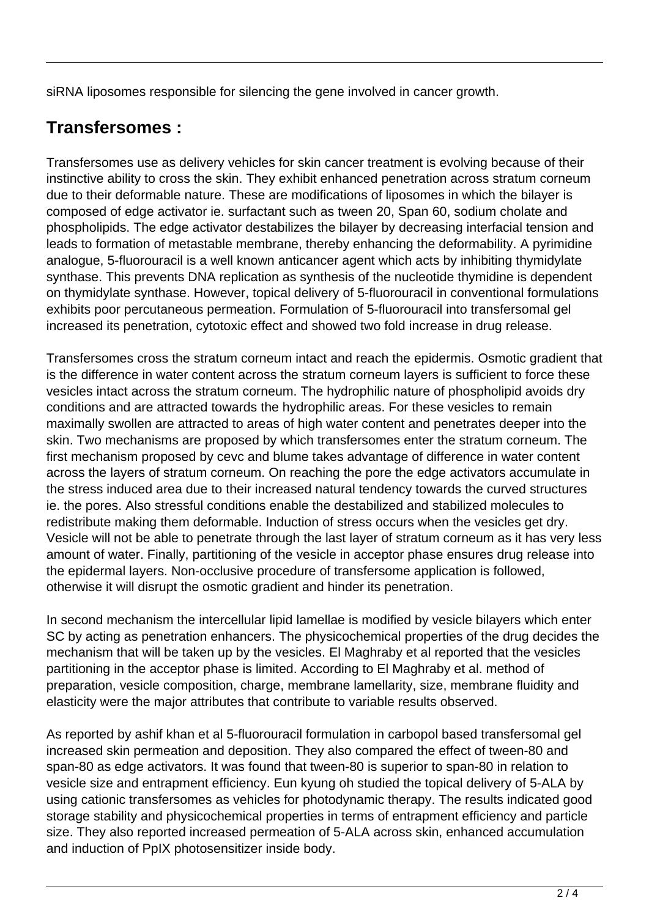siRNA liposomes responsible for silencing the gene involved in cancer growth.

## Transfersomes :

Transfersomes use as delivery vehicles for skin cancer treatment is evolving because of their instinctive ability to cross the skin. They exhibit enhanced penetration across stratum corneum due to their deformable nature. These are modifications of liposomes in which the bilayer is composed of edge activator ie. surfactant such as tween 20, Span 60, sodium cholate and phospholipids. The edge activator destabilizes the bilayer by decreasing interfacial tension and leads to formation of metastable membrane, thereby enhancing the deformability. A pyrimidine analogue, 5-fluorouracil is a well known anticancer agent which acts by inhibiting thymidylate synthase. This prevents DNA replication as synthesis of the nucleotide thymidine is dependent on thymidylate synthase. However, topical delivery of 5-fluorouracil in conventional formulations exhibits poor percutaneous permeation. Formulation of 5-fluorouracil into transfersomal gel increased its penetration, cytotoxic effect and showed two fold increase in drug release.

Transfersomes cross the stratum corneum intact and reach the epidermis. Osmotic gradient that is the difference in water content across the stratum corneum layers is sufficient to force these vesicles intact across the stratum corneum. The hydrophilic nature of phospholipid avoids dry conditions and are attracted towards the hydrophilic areas. For these vesicles to remain maximally swollen are attracted to areas of high water content and penetrates deeper into the skin. Two mechanisms are proposed by which transfersomes enter the stratum corneum. The first mechanism proposed by cevc and blume takes advantage of difference in water content across the layers of stratum corneum. On reaching the pore the edge activators accumulate in the stress induced area due to their increased natural tendency towards the curved structures ie. the pores. Also stressful conditions enable the destabilized and stabilized molecules to redistribute making them deformable. Induction of stress occurs when the vesicles get dry. Vesicle will not be able to penetrate through the last layer of stratum corneum as it has very less amount of water. Finally, partitioning of the vesicle in acceptor phase ensures drug release into the epidermal layers. Non-occlusive procedure of transfersome application is followed, otherwise it will disrupt the osmotic gradient and hinder its penetration.

In second mechanism the intercellular lipid lamellae is modified by vesicle bilayers which enter SC by acting as penetration enhancers. The physicochemical properties of the drug decides the mechanism that will be taken up by the vesicles. El Maghraby et al reported that the vesicles partitioning in the acceptor phase is limited. According to El Maghraby et al. method of preparation, vesicle composition, charge, membrane lamellarity, size, membrane fluidity and elasticity were the major attributes that contribute to variable results observed.

As reported by ashif khan et al 5-fluorouracil formulation in carbopol based transfersomal gel increased skin permeation and deposition. They also compared the effect of tween-80 and span-80 as edge activators. It was found that tween-80 is superior to span-80 in relation to vesicle size and entrapment efficiency. Eun kyung oh studied the topical delivery of 5-ALA by using cationic transfersomes as vehicles for photodynamic therapy. The results indicated good storage stability and physicochemical properties in terms of entrapment efficiency and particle size. They also reported increased permeation of 5-ALA across skin, enhanced accumulation and induction of PpIX photosensitizer inside body.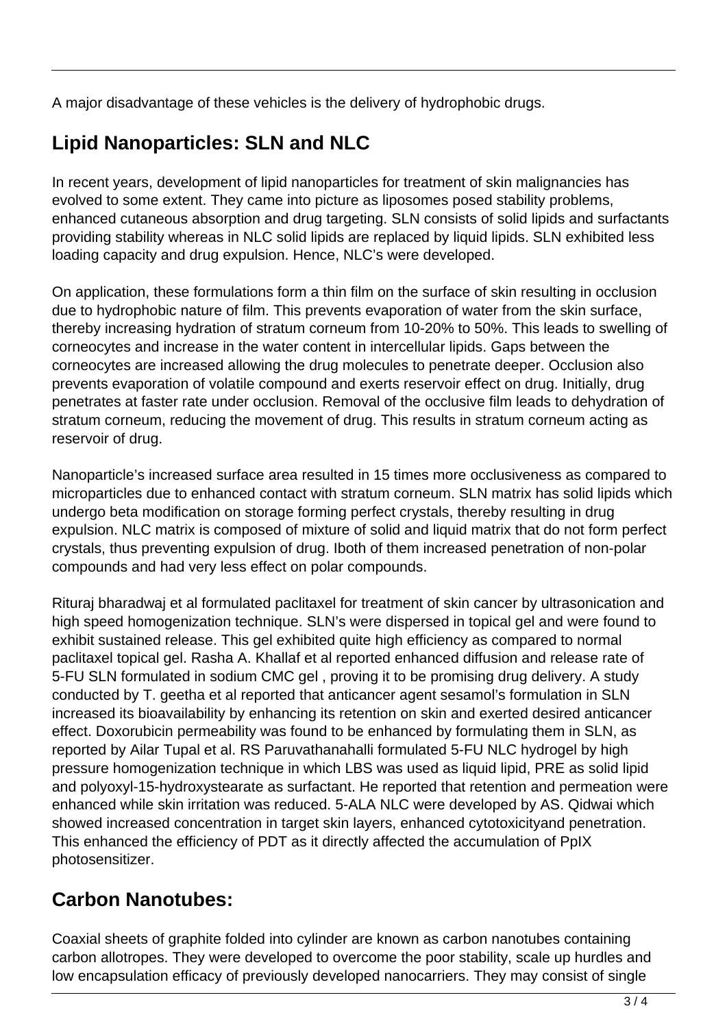A major disadvantage of these vehicles is the delivery of hydrophobic drugs.

## Lipid Nanoparticles: SLN and NLC

In recent years, development of lipid nanoparticles for treatment of skin malignancies has evolved to some extent. They came into picture as liposomes posed stability problems, enhanced cutaneous absorption and drug targeting. SLN consists of solid lipids and surfactants providing stability whereas in NLC solid lipids are replaced by liquid lipids. SLN exhibited less loading capacity and drug expulsion. Hence, NLC's were developed.

On application, these formulations form a thin film on the surface of skin resulting in occlusion due to hydrophobic nature of film. This prevents evaporation of water from the skin surface, thereby increasing hydration of stratum corneum from 10-20% to 50%. This leads to swelling of corneocytes and increase in the water content in intercellular lipids. Gaps between the corneocytes are increased allowing the drug molecules to penetrate deeper. Occlusion also prevents evaporation of volatile compound and exerts reservoir effect on drug. Initially, drug penetrates at faster rate under occlusion. Removal of the occlusive film leads to dehydration of stratum corneum, reducing the movement of drug. This results in stratum corneum acting as reservoir of drug.

Nanoparticle's increased surface area resulted in 15 times more occlusiveness as compared to microparticles due to enhanced contact with stratum corneum. SLN matrix has solid lipids which undergo beta modification on storage forming perfect crystals, thereby resulting in drug expulsion. NLC matrix is composed of mixture of solid and liquid matrix that do not form perfect crystals, thus preventing expulsion of drug. Iboth of them increased penetration of non-polar compounds and had very less effect on polar compounds.

Rituraj bharadwaj et al formulated paclitaxel for treatment of skin cancer by ultrasonication and high speed homogenization technique. SLN's were dispersed in topical gel and were found to exhibit sustained release. This gel exhibited quite high efficiency as compared to normal paclitaxel topical gel. Rasha A. Khallaf et al reported enhanced diffusion and release rate of 5-FU SLN formulated in sodium CMC gel , proving it to be promising drug delivery. A study conducted by T. geetha et al reported that anticancer agent sesamol's formulation in SLN increased its bioavailability by enhancing its retention on skin and exerted desired anticancer effect. Doxorubicin permeability was found to be enhanced by formulating them in SLN, as reported by Ailar Tupal et al. RS Paruvathanahalli formulated 5-FU NLC hydrogel by high pressure homogenization technique in which LBS was used as liquid lipid, PRE as solid lipid and polyoxyl-15-hydroxystearate as surfactant. He reported that retention and permeation were enhanced while skin irritation was reduced. 5-ALA NLC were developed by AS. Qidwai which showed increased concentration in target skin layers, enhanced cytotoxicityand penetration. This enhanced the efficiency of PDT as it directly affected the accumulation of PpIX photosensitizer.

## Carbon Nanotubes:

Coaxial sheets of graphite folded into cylinder are known as carbon nanotubes containing carbon allotropes. They were developed to overcome the poor stability, scale up hurdles and low encapsulation efficacy of previously developed nanocarriers. They may consist of single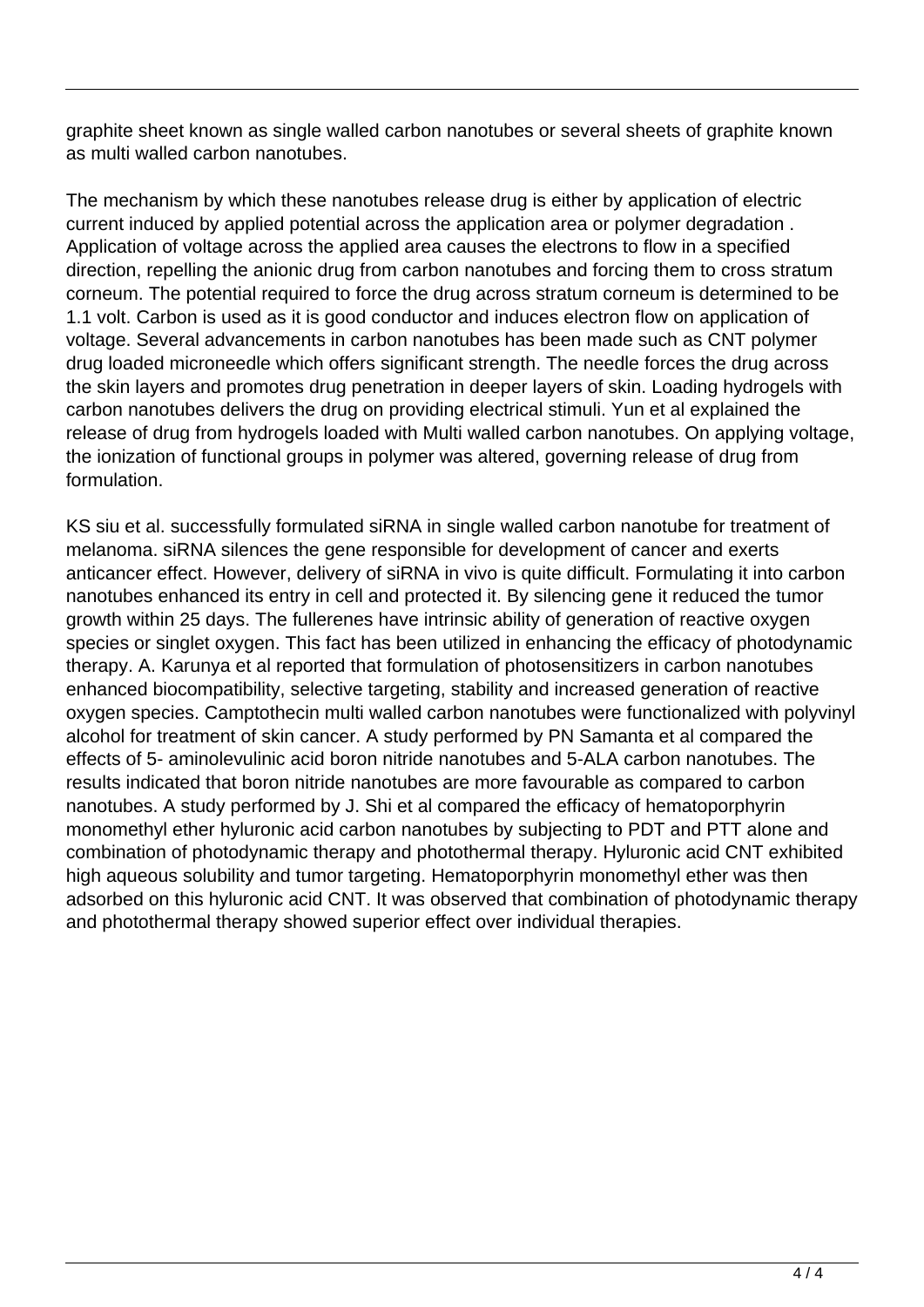graphite sheet known as single walled carbon nanotubes or several sheets of graphite known as multi walled carbon nanotubes.

The mechanism by which these nanotubes release drug is either by application of electric current induced by applied potential across the application area or polymer degradation . Application of voltage across the applied area causes the electrons to flow in a specified direction, repelling the anionic drug from carbon nanotubes and forcing them to cross stratum corneum. The potential required to force the drug across stratum corneum is determined to be 1.1 volt. Carbon is used as it is good conductor and induces electron flow on application of voltage. Several advancements in carbon nanotubes has been made such as CNT polymer drug loaded microneedle which offers significant strength. The needle forces the drug across the skin layers and promotes drug penetration in deeper layers of skin. Loading hydrogels with carbon nanotubes delivers the drug on providing electrical stimuli. Yun et al explained the release of drug from hydrogels loaded with Multi walled carbon nanotubes. On applying voltage, the ionization of functional groups in polymer was altered, governing release of drug from formulation.

KS siu et al. successfully formulated siRNA in single walled carbon nanotube for treatment of melanoma. siRNA silences the gene responsible for development of cancer and exerts anticancer effect. However, delivery of siRNA in vivo is quite difficult. Formulating it into carbon nanotubes enhanced its entry in cell and protected it. By silencing gene it reduced the tumor growth within 25 days. The fullerenes have intrinsic ability of generation of reactive oxygen species or singlet oxygen. This fact has been utilized in enhancing the efficacy of photodynamic therapy. A. Karunya et al reported that formulation of photosensitizers in carbon nanotubes enhanced biocompatibility, selective targeting, stability and increased generation of reactive oxygen species. Camptothecin multi walled carbon nanotubes were functionalized with polyvinyl alcohol for treatment of skin cancer. A study performed by PN Samanta et al compared the effects of 5- aminolevulinic acid boron nitride nanotubes and 5-ALA carbon nanotubes. The results indicated that boron nitride nanotubes are more favourable as compared to carbon nanotubes. A study performed by J. Shi et al compared the efficacy of hematoporphyrin monomethyl ether hyluronic acid carbon nanotubes by subjecting to PDT and PTT alone and combination of photodynamic therapy and photothermal therapy. Hyluronic acid CNT exhibited high aqueous solubility and tumor targeting. Hematoporphyrin monomethyl ether was then adsorbed on this hyluronic acid CNT. It was observed that combination of photodynamic therapy and photothermal therapy showed superior effect over individual therapies.